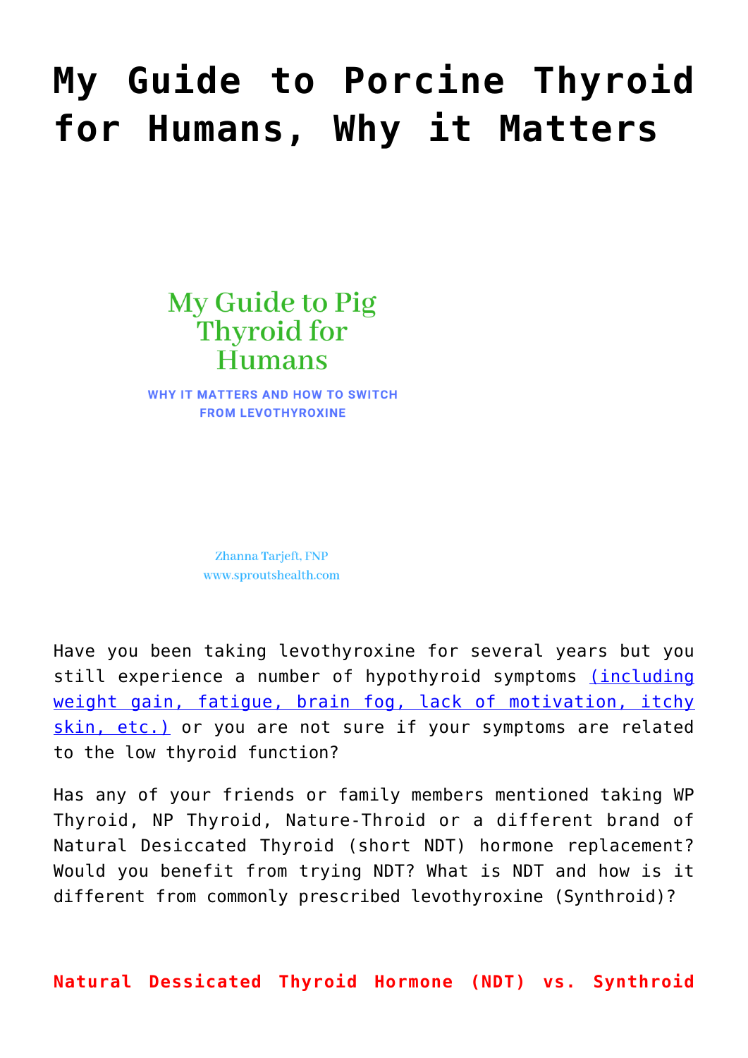# My Guide to Porcine Thyroid for Humans, Why it Matters

## My Guide to Pig Thyroid for Humans

**WHY IT MATTERS AND HOW TO SWITCH FROM LEVOTHYROXINE**

Zhanna Tarjeft, FNP
www.sproutshealth.com

Have you been taking levothyroxine for several years but you still experience a number of hypothyroid symptoms (including weight gain, fatigue, brain fog, lack of motivation, itchy skin, etc.) or you are not sure if your symptoms are related to the low thyroid function?

Has any of your friends or family members mentioned taking WP Thyroid, NP Thyroid, Nature-Throid or a different brand of Natural Desiccated Thyroid (short NDT) hormone replacement? Would you benefit from trying NDT? What is NDT and how is it different from commonly prescribed levothyroxine (Synthroid)?

**Natural Dessicated Thyroid Hormone (NDT) vs. Synthroid**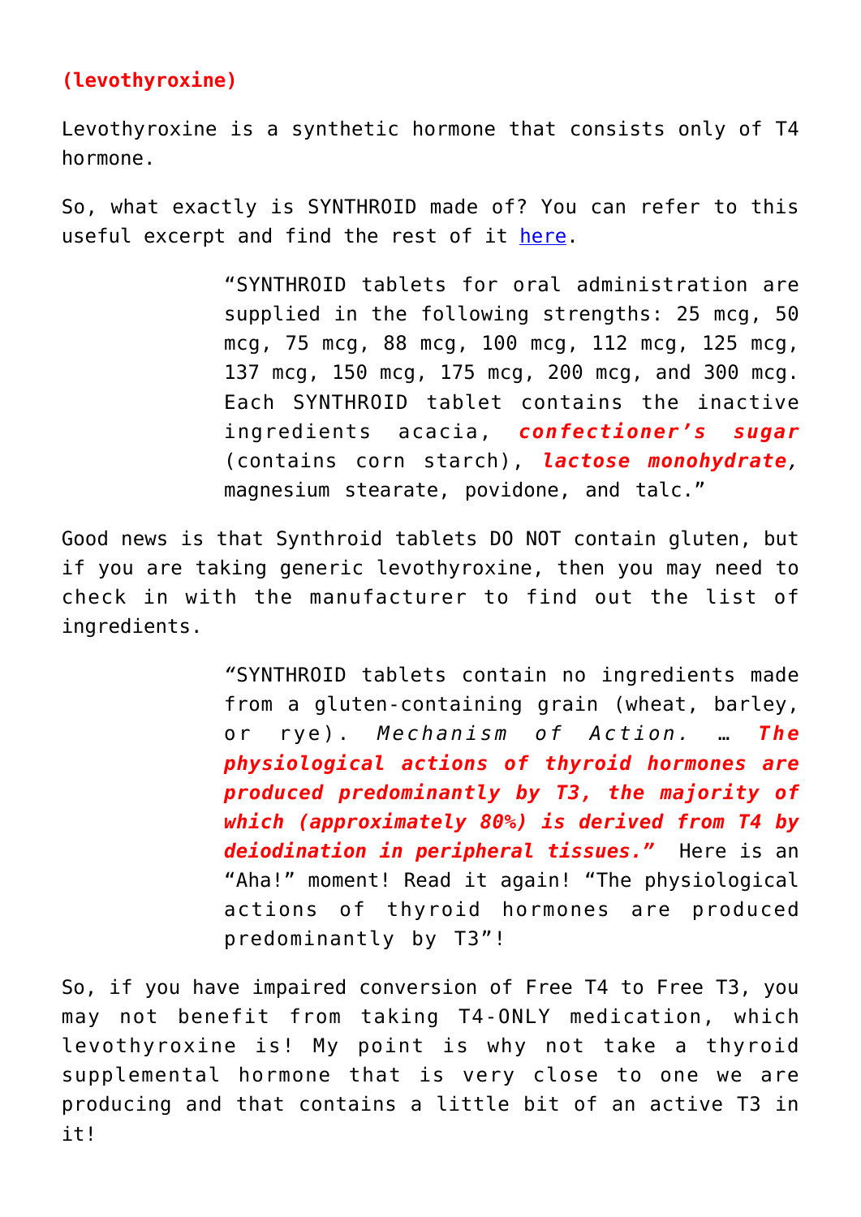**(levothyroxine)**

Levothyroxine is a synthetic hormone that consists only of T4 hormone.

So, what exactly is SYNTHROID made of? You can refer to this useful excerpt and find the rest of it [here](#).

> "SYNTHROID tablets for oral administration are supplied in the following strengths: 25 mcg, 50 mcg, 75 mcg, 88 mcg, 100 mcg, 112 mcg, 125 mcg, 137 mcg, 150 mcg, 175 mcg, 200 mcg, and 300 mcg. Each SYNTHROID tablet contains the inactive ingredients acacia, ***confectioner's sugar*** (contains corn starch), ***lactose monohydrate***, magnesium stearate, povidone, and talc."

Good news is that Synthroid tablets DO NOT contain gluten, but if you are taking generic levothyroxine, then you may need to check in with the manufacturer to find out the list of ingredients.

> "SYNTHROID tablets contain no ingredients made from a gluten-containing grain (wheat, barley, or rye). *Mechanism of Action.* … ***The physiological actions of thyroid hormones are produced predominantly by T3, the majority of which (approximately 80%) is derived from T4 by deiodination in peripheral tissues."*** Here is an "Aha!" moment! Read it again! "The physiological actions of thyroid hormones are produced predominantly by T3"!

So, if you have impaired conversion of Free T4 to Free T3, you may not benefit from taking T4-ONLY medication, which levothyroxine is! My point is why not take a thyroid supplemental hormone that is very close to one we are producing and that contains a little bit of an active T3 in it!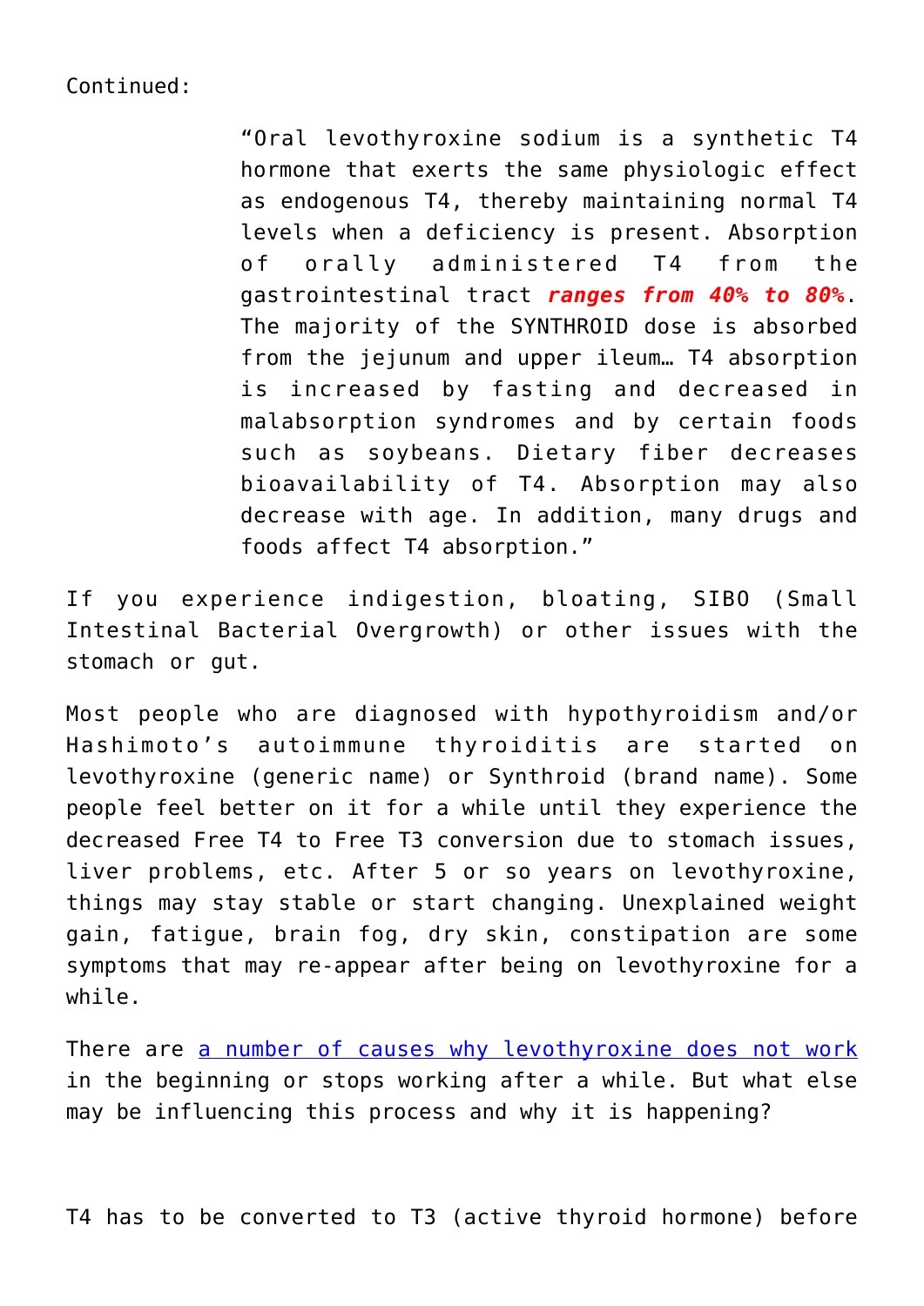Continued:

> "Oral levothyroxine sodium is a synthetic T4 hormone that exerts the same physiologic effect as endogenous T4, thereby maintaining normal T4 levels when a deficiency is present. Absorption of orally administered T4 from the gastrointestinal tract ***ranges from 40% to 80%***. The majority of the SYNTHROID dose is absorbed from the jejunum and upper ileum… T4 absorption is increased by fasting and decreased in malabsorption syndromes and by certain foods such as soybeans. Dietary fiber decreases bioavailability of T4. Absorption may also decrease with age. In addition, many drugs and foods affect T4 absorption."

If you experience indigestion, bloating, SIBO (Small Intestinal Bacterial Overgrowth) or other issues with the stomach or gut.

Most people who are diagnosed with hypothyroidism and/or Hashimoto's autoimmune thyroiditis are started on levothyroxine (generic name) or Synthroid (brand name). Some people feel better on it for a while until they experience the decreased Free T4 to Free T3 conversion due to stomach issues, liver problems, etc. After 5 or so years on levothyroxine, things may stay stable or start changing. Unexplained weight gain, fatigue, brain fog, dry skin, constipation are some symptoms that may re-appear after being on levothyroxine for a while.

There are [a number of causes why levothyroxine does not work]() in the beginning or stops working after a while. But what else may be influencing this process and why it is happening?

T4 has to be converted to T3 (active thyroid hormone) before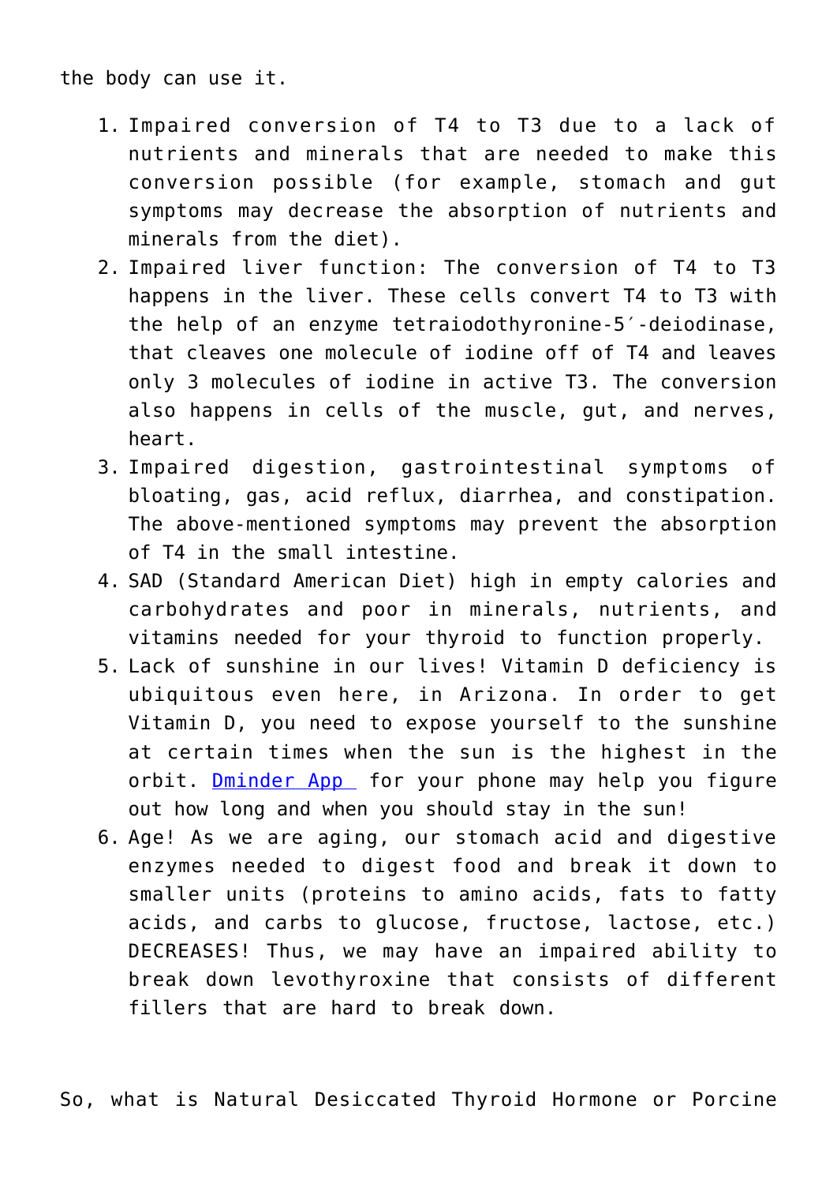the body can use it.

1. Impaired conversion of T4 to T3 due to a lack of nutrients and minerals that are needed to make this conversion possible (for example, stomach and gut symptoms may decrease the absorption of nutrients and minerals from the diet).
2. Impaired liver function: The conversion of T4 to T3 happens in the liver. These cells convert T4 to T3 with the help of an enzyme tetraiodothyronine-5′-deiodinase, that cleaves one molecule of iodine off of T4 and leaves only 3 molecules of iodine in active T3. The conversion also happens in cells of the muscle, gut, and nerves, heart.
3. Impaired digestion, gastrointestinal symptoms of bloating, gas, acid reflux, diarrhea, and constipation. The above-mentioned symptoms may prevent the absorption of T4 in the small intestine.
4. SAD (Standard American Diet) high in empty calories and carbohydrates and poor in minerals, nutrients, and vitamins needed for your thyroid to function properly.
5. Lack of sunshine in our lives! Vitamin D deficiency is ubiquitous even here, in Arizona. In order to get Vitamin D, you need to expose yourself to the sunshine at certain times when the sun is the highest in the orbit. [Dminder App] for your phone may help you figure out how long and when you should stay in the sun!
6. Age! As we are aging, our stomach acid and digestive enzymes needed to digest food and break it down to smaller units (proteins to amino acids, fats to fatty acids, and carbs to glucose, fructose, lactose, etc.) DECREASES! Thus, we may have an impaired ability to break down levothyroxine that consists of different fillers that are hard to break down.

So, what is Natural Desiccated Thyroid Hormone or Porcine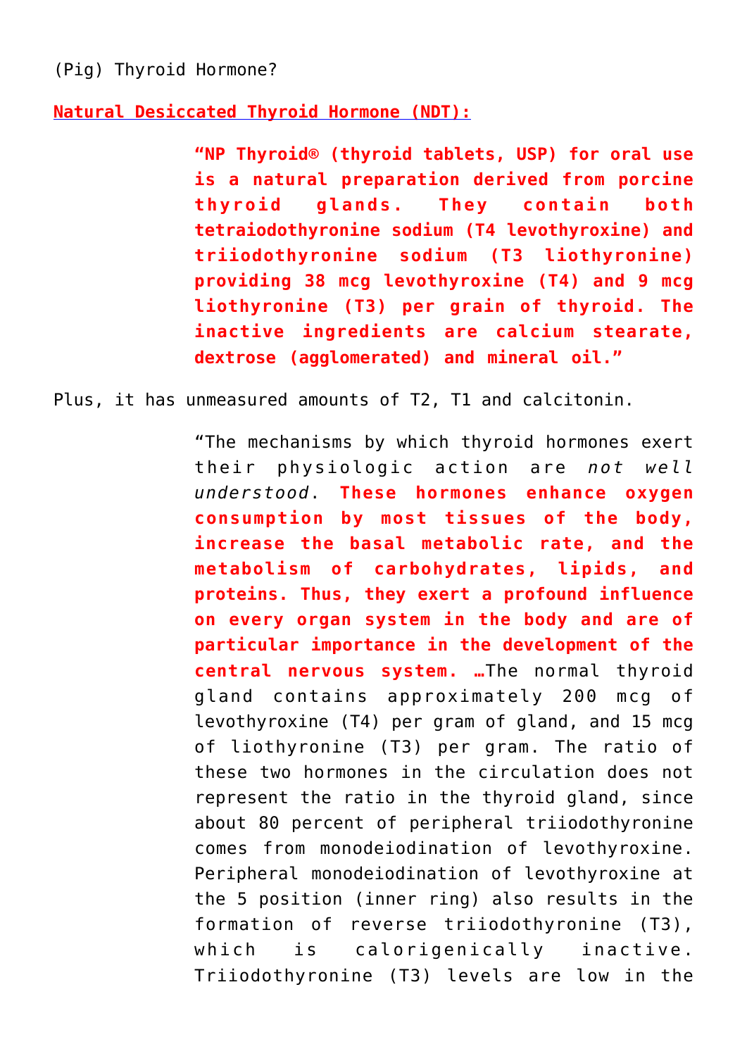(Pig) Thyroid Hormone?

**Natural Desiccated Thyroid Hormone (NDT):**

> **"NP Thyroid® (thyroid tablets, USP) for oral use is a natural preparation derived from porcine thyroid glands. They contain both tetraiodothyronine sodium (T4 levothyroxine) and triiodothyronine sodium (T3 liothyronine) providing 38 mcg levothyroxine (T4) and 9 mcg liothyronine (T3) per grain of thyroid. The inactive ingredients are calcium stearate, dextrose (agglomerated) and mineral oil."**

Plus, it has unmeasured amounts of T2, T1 and calcitonin.

> "The mechanisms by which thyroid hormones exert their physiologic action are *not well understood*. **These hormones enhance oxygen consumption by most tissues of the body, increase the basal metabolic rate, and the metabolism of carbohydrates, lipids, and proteins. Thus, they exert a profound influence on every organ system in the body and are of particular importance in the development of the central nervous system.** …The normal thyroid gland contains approximately 200 mcg of levothyroxine (T4) per gram of gland, and 15 mcg of liothyronine (T3) per gram. The ratio of these two hormones in the circulation does not represent the ratio in the thyroid gland, since about 80 percent of peripheral triiodothyronine comes from monodeiodination of levothyroxine. Peripheral monodeiodination of levothyroxine at the 5 position (inner ring) also results in the formation of reverse triiodothyronine (T3), which is calorigenically inactive. Triiodothyronine (T3) levels are low in the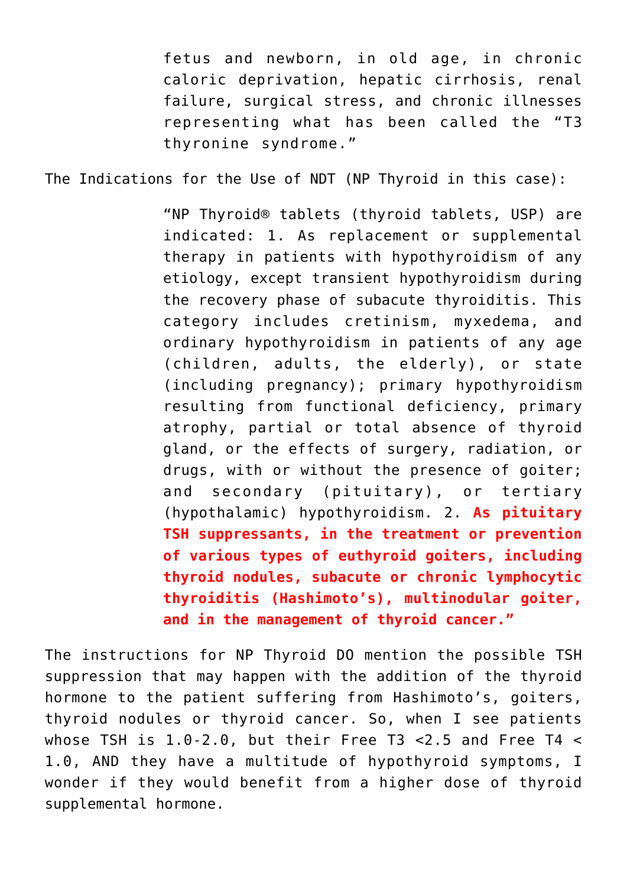> fetus and newborn, in old age, in chronic caloric deprivation, hepatic cirrhosis, renal failure, surgical stress, and chronic illnesses representing what has been called the "T3 thyronine syndrome."

The Indications for the Use of NDT (NP Thyroid in this case):

> "NP Thyroid® tablets (thyroid tablets, USP) are indicated: 1. As replacement or supplemental therapy in patients with hypothyroidism of any etiology, except transient hypothyroidism during the recovery phase of subacute thyroiditis. This category includes cretinism, myxedema, and ordinary hypothyroidism in patients of any age (children, adults, the elderly), or state (including pregnancy); primary hypothyroidism resulting from functional deficiency, primary atrophy, partial or total absence of thyroid gland, or the effects of surgery, radiation, or drugs, with or without the presence of goiter; and secondary (pituitary), or tertiary (hypothalamic) hypothyroidism. 2. **As pituitary TSH suppressants, in the treatment or prevention of various types of euthyroid goiters, including thyroid nodules, subacute or chronic lymphocytic thyroiditis (Hashimoto's), multinodular goiter, and in the management of thyroid cancer."**

The instructions for NP Thyroid DO mention the possible TSH suppression that may happen with the addition of the thyroid hormone to the patient suffering from Hashimoto's, goiters, thyroid nodules or thyroid cancer. So, when I see patients whose TSH is 1.0-2.0, but their Free T3 <2.5 and Free T4 < 1.0, AND they have a multitude of hypothyroid symptoms, I wonder if they would benefit from a higher dose of thyroid supplemental hormone.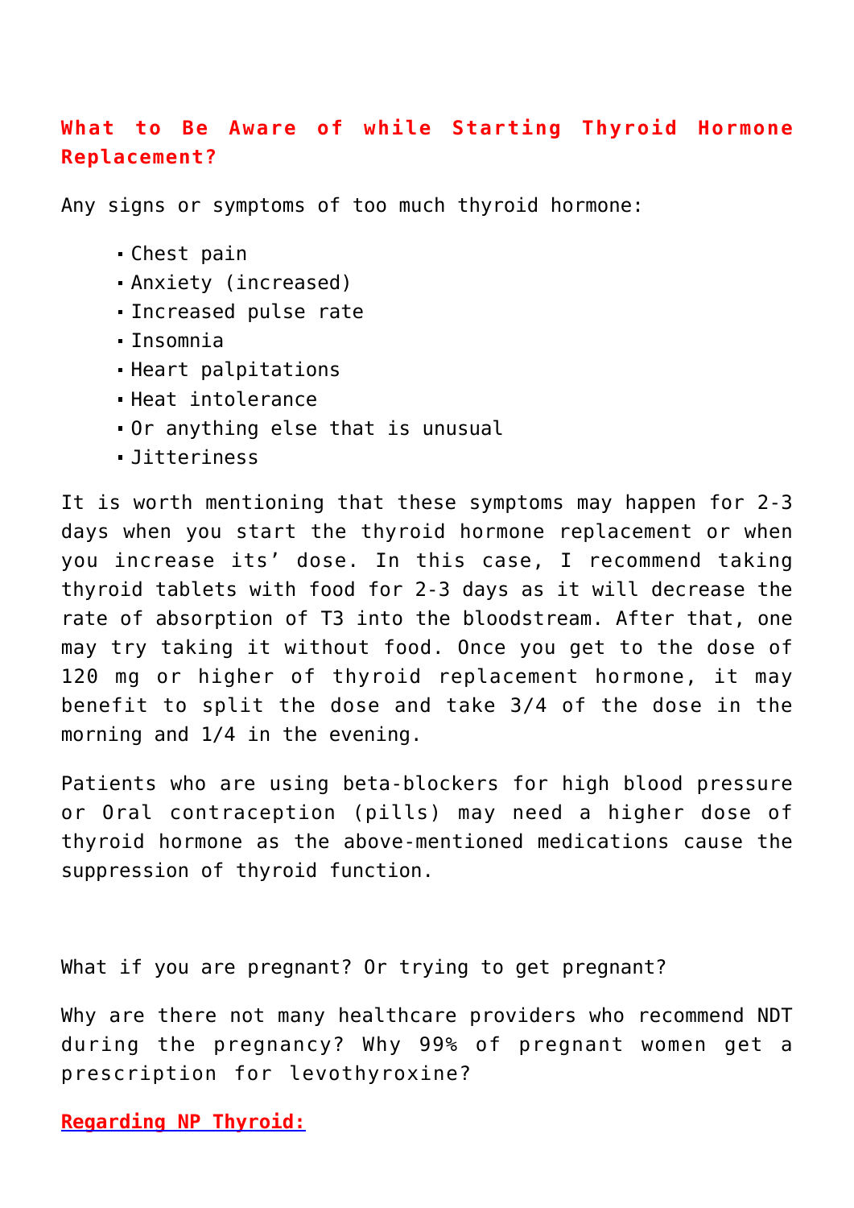## What to Be Aware of while Starting Thyroid Hormone Replacement?

Any signs or symptoms of too much thyroid hormone:

- Chest pain
- Anxiety (increased)
- Increased pulse rate
- Insomnia
- Heart palpitations
- Heat intolerance
- Or anything else that is unusual
- Jitteriness

It is worth mentioning that these symptoms may happen for 2-3 days when you start the thyroid hormone replacement or when you increase its' dose. In this case, I recommend taking thyroid tablets with food for 2-3 days as it will decrease the rate of absorption of T3 into the bloodstream. After that, one may try taking it without food. Once you get to the dose of 120 mg or higher of thyroid replacement hormone, it may benefit to split the dose and take 3/4 of the dose in the morning and 1/4 in the evening.

Patients who are using beta-blockers for high blood pressure or Oral contraception (pills) may need a higher dose of thyroid hormone as the above-mentioned medications cause the suppression of thyroid function.

What if you are pregnant? Or trying to get pregnant?

Why are there not many healthcare providers who recommend NDT during the pregnancy? Why 99% of pregnant women get a prescription for levothyroxine?

**Regarding NP Thyroid:**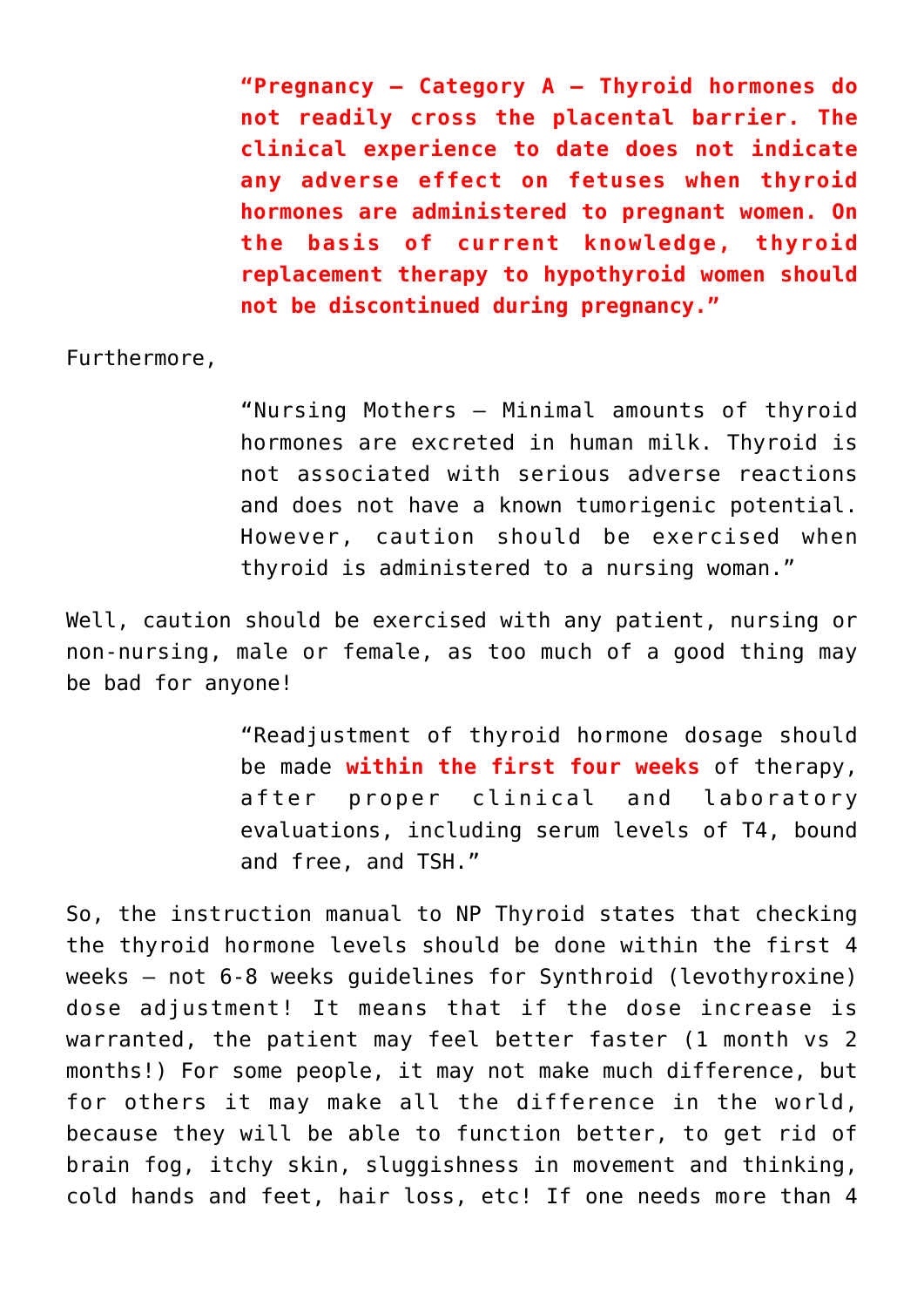> **“Pregnancy – Category A – Thyroid hormones do not readily cross the placental barrier. The clinical experience to date does not indicate any adverse effect on fetuses when thyroid hormones are administered to pregnant women. On the basis of current knowledge, thyroid replacement therapy to hypothyroid women should not be discontinued during pregnancy.”**

Furthermore,

> “Nursing Mothers – Minimal amounts of thyroid hormones are excreted in human milk. Thyroid is not associated with serious adverse reactions and does not have a known tumorigenic potential. However, caution should be exercised when thyroid is administered to a nursing woman.”

Well, caution should be exercised with any patient, nursing or non-nursing, male or female, as too much of a good thing may be bad for anyone!

> “Readjustment of thyroid hormone dosage should be made **within the first four weeks** of therapy, after proper clinical and laboratory evaluations, including serum levels of T4, bound and free, and TSH.”

So, the instruction manual to NP Thyroid states that checking the thyroid hormone levels should be done within the first 4 weeks – not 6-8 weeks guidelines for Synthroid (levothyroxine) dose adjustment! It means that if the dose increase is warranted, the patient may feel better faster (1 month vs 2 months!) For some people, it may not make much difference, but for others it may make all the difference in the world, because they will be able to function better, to get rid of brain fog, itchy skin, sluggishness in movement and thinking, cold hands and feet, hair loss, etc! If one needs more than 4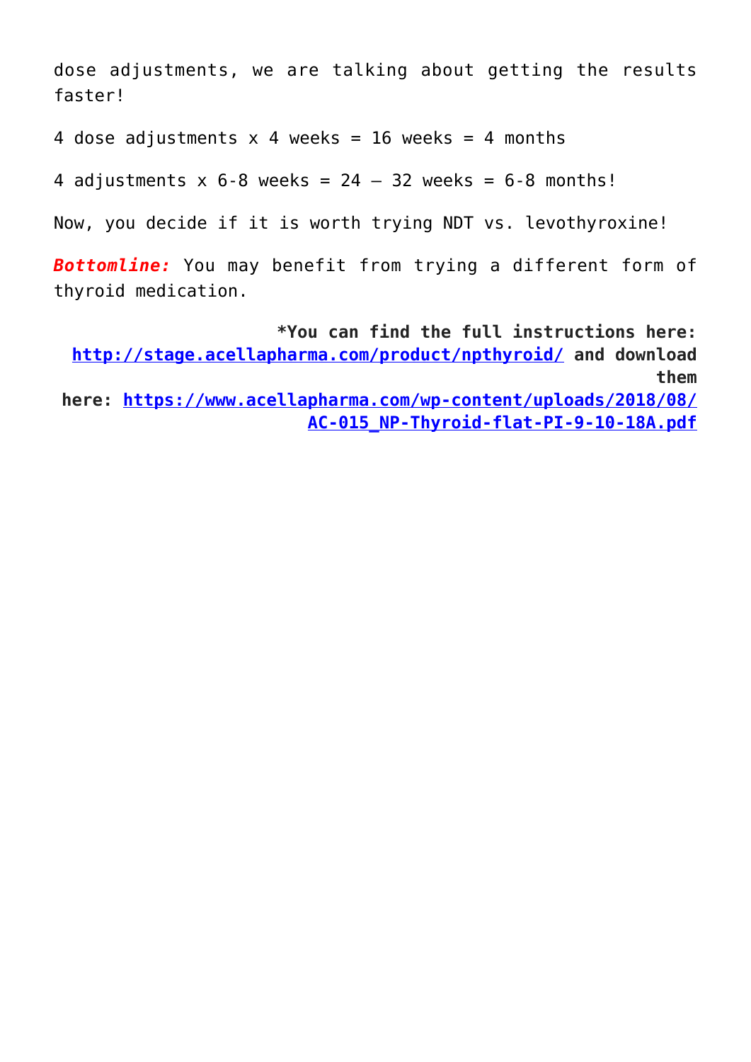dose adjustments, we are talking about getting the results faster!

4 dose adjustments x 4 weeks = 16 weeks = 4 months

4 adjustments x 6-8 weeks = 24 – 32 weeks = 6-8 months!

Now, you decide if it is worth trying NDT vs. levothyroxine!

***Bottomline:*** You may benefit from trying a different form of thyroid medication.

**\*You can find the full instructions here: [http://stage.acellapharma.com/product/npthyroid/](http://stage.acellapharma.com/product/npthyroid/) and download them here: [https://www.acellapharma.com/wp-content/uploads/2018/08/AC-015_NP-Thyroid-flat-PI-9-10-18A.pdf](https://www.acellapharma.com/wp-content/uploads/2018/08/AC-015_NP-Thyroid-flat-PI-9-10-18A.pdf)**